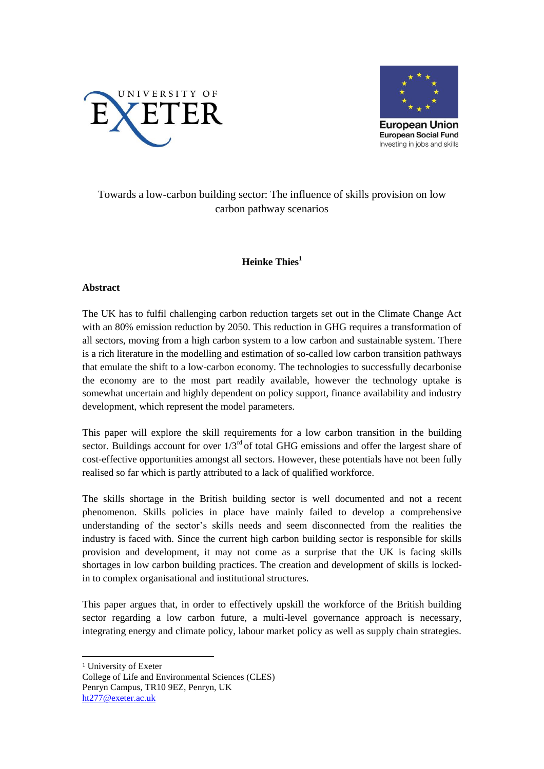# Towards a low-carbon building sector: The influence of skills provision on low carbon pathway scenarios

**Heinke Thies**[1]

**Abstract**

The UK has to fulfil challenging carbon reduction targets set out in the Climate Change Act with an 80% emission reduction by 2050. This reduction in GHG requires a transformation of all sectors, moving from a high carbon system to a low carbon and sustainable system. There is a rich literature in the modelling and estimation of so-called low carbon transition pathways that emulate the shift to a low-carbon economy. The technologies to successfully decarbonise the economy are to the most part readily available, however the technology uptake is somewhat uncertain and highly dependent on policy support, finance availability and industry development, which represent the model parameters.

This paper will explore the skill requirements for a low carbon transition in the building sector. Buildings account for over 1/3rd of total GHG emissions and offer the largest share of cost-effective opportunities amongst all sectors. However, these potentials have not been fully realised so far which is partly attributed to a lack of qualified workforce.

The skills shortage in the British building sector is well documented and not a recent phenomenon. Skills policies in place have mainly failed to develop a comprehensive understanding of the sector's skills needs and seem disconnected from the realities the industry is faced with. Since the current high carbon building sector is responsible for skills provision and development, it may not come as a surprise that the UK is facing skills shortages in low carbon building practices. The creation and development of skills is locked-in to complex organisational and institutional structures.

This paper argues that, in order to effectively upskill the workforce of the British building sector regarding a low carbon future, a multi-level governance approach is necessary, integrating energy and climate policy, labour market policy as well as supply chain strategies.

---

[1] University of Exeter
College of Life and Environmental Sciences (CLES)
Penryn Campus, TR10 9EZ, Penryn, UK
ht277@exeter.ac.uk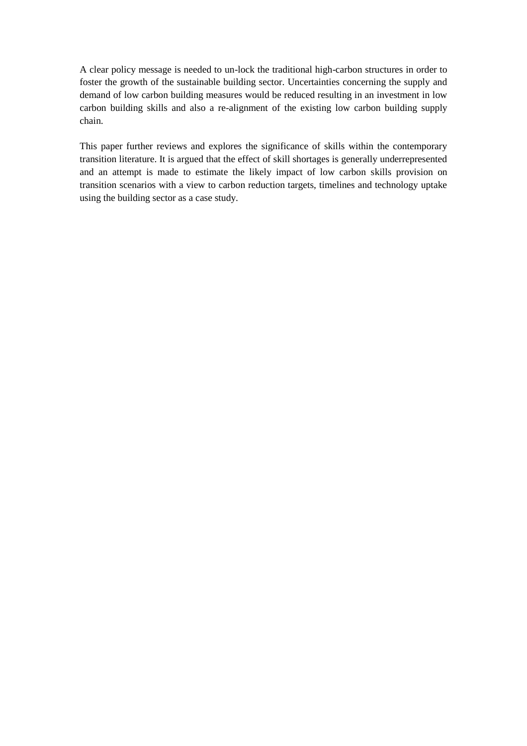A clear policy message is needed to un-lock the traditional high-carbon structures in order to foster the growth of the sustainable building sector. Uncertainties concerning the supply and demand of low carbon building measures would be reduced resulting in an investment in low carbon building skills and also a re-alignment of the existing low carbon building supply chain.

This paper further reviews and explores the significance of skills within the contemporary transition literature. It is argued that the effect of skill shortages is generally underrepresented and an attempt is made to estimate the likely impact of low carbon skills provision on transition scenarios with a view to carbon reduction targets, timelines and technology uptake using the building sector as a case study.